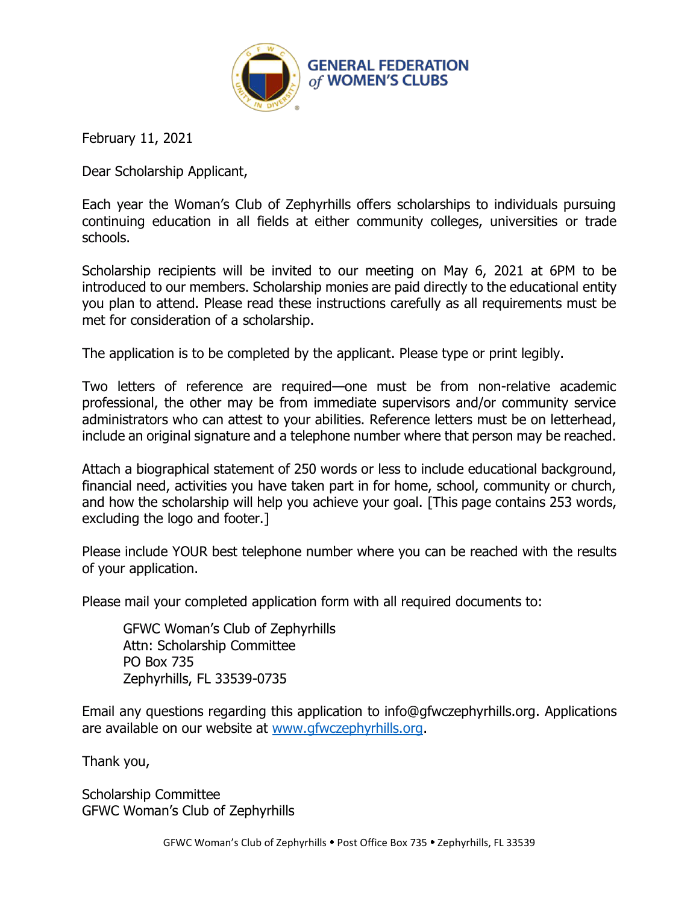GENERAL FEDERATION *of* WOMEN'S CLUBS

February 11, 2021

Dear Scholarship Applicant,

Each year the Woman's Club of Zephyrhills offers scholarships to individuals pursuing continuing education in all fields at either community colleges, universities or trade schools.

Scholarship recipients will be invited to our meeting on May 6, 2021 at 6PM to be introduced to our members. Scholarship monies are paid directly to the educational entity you plan to attend. Please read these instructions carefully as all requirements must be met for consideration of a scholarship.

The application is to be completed by the applicant. Please type or print legibly.

Two letters of reference are required—one must be from non-relative academic professional, the other may be from immediate supervisors and/or community service administrators who can attest to your abilities. Reference letters must be on letterhead, include an original signature and a telephone number where that person may be reached.

Attach a biographical statement of 250 words or less to include educational background, financial need, activities you have taken part in for home, school, community or church, and how the scholarship will help you achieve your goal. [This page contains 253 words, excluding the logo and footer.]

Please include YOUR best telephone number where you can be reached with the results of your application.

Please mail your completed application form with all required documents to:

> GFWC Woman's Club of Zephyrhills
> Attn: Scholarship Committee
> PO Box 735
> Zephyrhills, FL 33539-0735

Email any questions regarding this application to info@gfwczephyrhills.org. Applications are available on our website at www.gfwczephyrhills.org.

Thank you,

Scholarship Committee
GFWC Woman's Club of Zephyrhills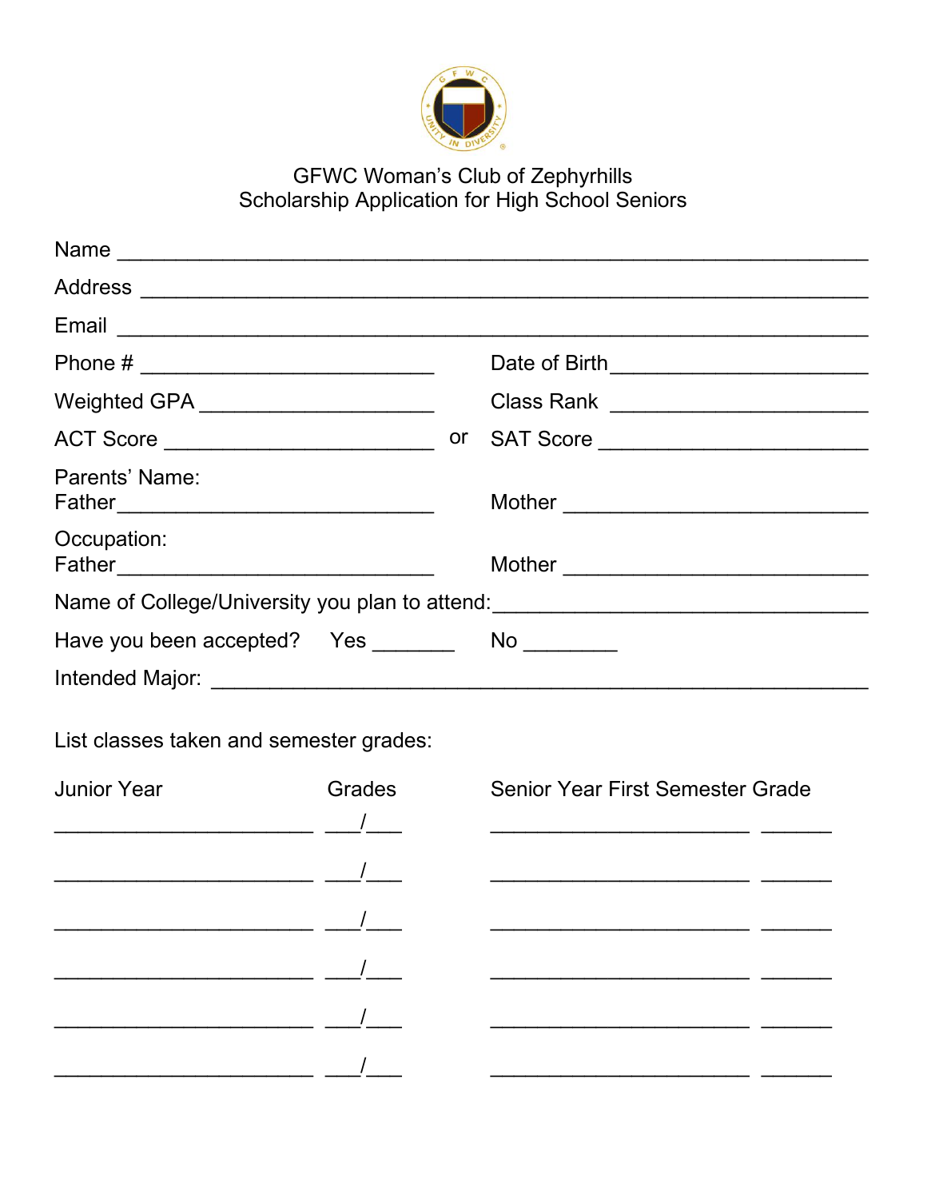GFWC Woman's Club of Zephyrhills
Scholarship Application for High School Seniors

Name ____________________________________________________________

Address __________________________________________________________

Email ____________________________________________________________

Phone # _________________________ Date of Birth_____________________

Weighted GPA ____________________ Class Rank ______________________

ACT Score _______________________ or SAT Score _____________________

Parents' Name:
Father___________________________ Mother __________________________

Occupation:
Father___________________________ Mother __________________________

Name of College/University you plan to attend:_______________________________

Have you been accepted? Yes _______ No ________

Intended Major: ____________________________________________________

List classes taken and semester grades:

| Junior Year | Grades | Senior Year First Semester Grade | |
|---|---|---|---|
| ______________________ | ___/___ | ______________________ | ______ |
| ______________________ | ___/___ | ______________________ | ______ |
| ______________________ | ___/___ | ______________________ | ______ |
| ______________________ | ___/___ | ______________________ | ______ |
| ______________________ | ___/___ | ______________________ | ______ |
| ______________________ | ___/___ | ______________________ | ______ |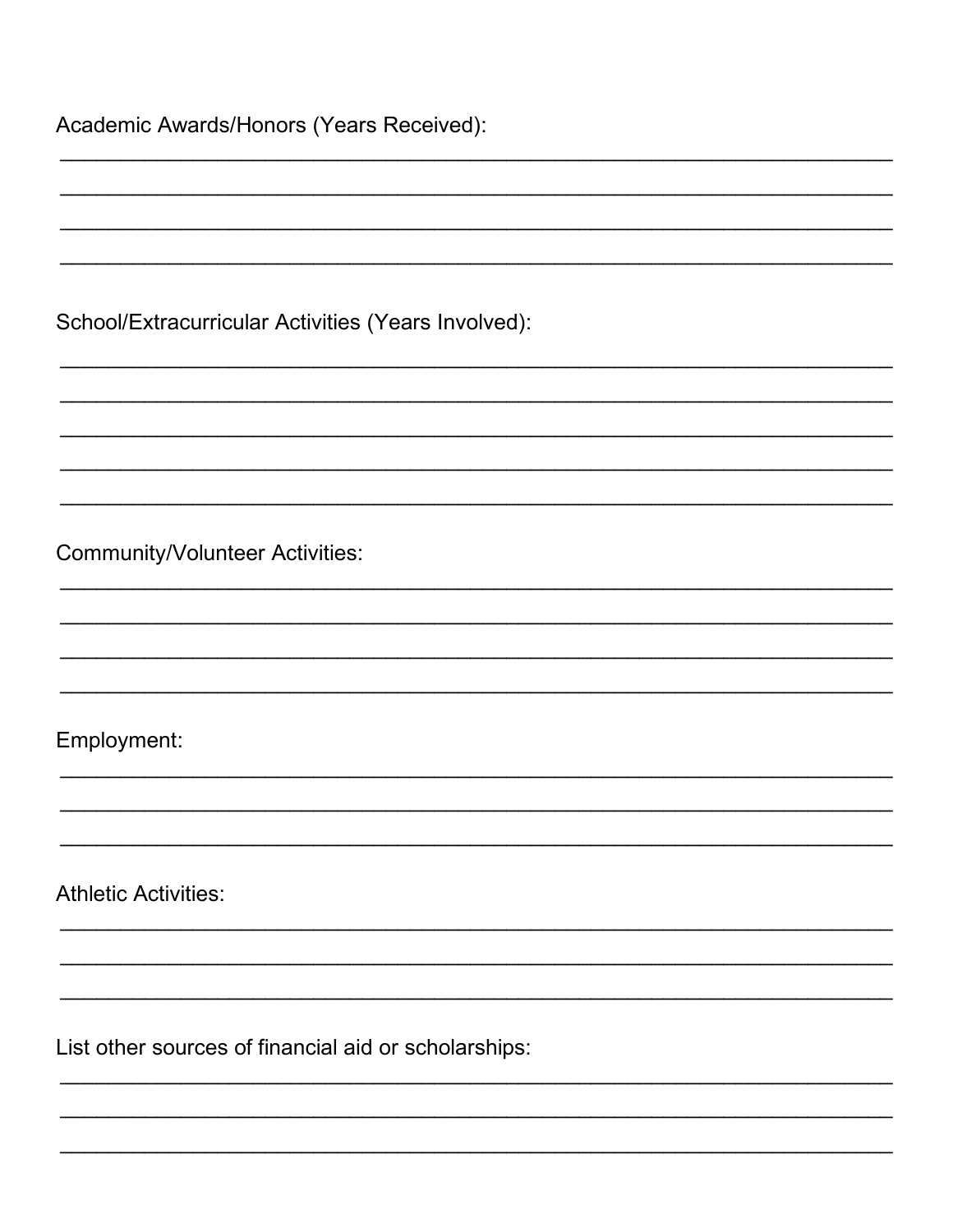Academic Awards/Honors (Years Received):

\_\_\_\_\_\_\_\_\_\_\_\_\_\_\_\_\_\_\_\_\_\_\_\_\_\_\_\_\_\_\_\_\_\_\_\_\_\_\_\_\_\_\_\_\_\_\_\_\_\_\_\_\_\_\_\_\_\_\_\_\_\_\_\_\_\_\_\_\_\_

\_\_\_\_\_\_\_\_\_\_\_\_\_\_\_\_\_\_\_\_\_\_\_\_\_\_\_\_\_\_\_\_\_\_\_\_\_\_\_\_\_\_\_\_\_\_\_\_\_\_\_\_\_\_\_\_\_\_\_\_\_\_\_\_\_\_\_\_\_\_

\_\_\_\_\_\_\_\_\_\_\_\_\_\_\_\_\_\_\_\_\_\_\_\_\_\_\_\_\_\_\_\_\_\_\_\_\_\_\_\_\_\_\_\_\_\_\_\_\_\_\_\_\_\_\_\_\_\_\_\_\_\_\_\_\_\_\_\_\_\_

\_\_\_\_\_\_\_\_\_\_\_\_\_\_\_\_\_\_\_\_\_\_\_\_\_\_\_\_\_\_\_\_\_\_\_\_\_\_\_\_\_\_\_\_\_\_\_\_\_\_\_\_\_\_\_\_\_\_\_\_\_\_\_\_\_\_\_\_\_\_

School/Extracurricular Activities (Years Involved):

\_\_\_\_\_\_\_\_\_\_\_\_\_\_\_\_\_\_\_\_\_\_\_\_\_\_\_\_\_\_\_\_\_\_\_\_\_\_\_\_\_\_\_\_\_\_\_\_\_\_\_\_\_\_\_\_\_\_\_\_\_\_\_\_\_\_\_\_\_\_

\_\_\_\_\_\_\_\_\_\_\_\_\_\_\_\_\_\_\_\_\_\_\_\_\_\_\_\_\_\_\_\_\_\_\_\_\_\_\_\_\_\_\_\_\_\_\_\_\_\_\_\_\_\_\_\_\_\_\_\_\_\_\_\_\_\_\_\_\_\_

\_\_\_\_\_\_\_\_\_\_\_\_\_\_\_\_\_\_\_\_\_\_\_\_\_\_\_\_\_\_\_\_\_\_\_\_\_\_\_\_\_\_\_\_\_\_\_\_\_\_\_\_\_\_\_\_\_\_\_\_\_\_\_\_\_\_\_\_\_\_

\_\_\_\_\_\_\_\_\_\_\_\_\_\_\_\_\_\_\_\_\_\_\_\_\_\_\_\_\_\_\_\_\_\_\_\_\_\_\_\_\_\_\_\_\_\_\_\_\_\_\_\_\_\_\_\_\_\_\_\_\_\_\_\_\_\_\_\_\_\_

\_\_\_\_\_\_\_\_\_\_\_\_\_\_\_\_\_\_\_\_\_\_\_\_\_\_\_\_\_\_\_\_\_\_\_\_\_\_\_\_\_\_\_\_\_\_\_\_\_\_\_\_\_\_\_\_\_\_\_\_\_\_\_\_\_\_\_\_\_\_

Community/Volunteer Activities:

\_\_\_\_\_\_\_\_\_\_\_\_\_\_\_\_\_\_\_\_\_\_\_\_\_\_\_\_\_\_\_\_\_\_\_\_\_\_\_\_\_\_\_\_\_\_\_\_\_\_\_\_\_\_\_\_\_\_\_\_\_\_\_\_\_\_\_\_\_\_

\_\_\_\_\_\_\_\_\_\_\_\_\_\_\_\_\_\_\_\_\_\_\_\_\_\_\_\_\_\_\_\_\_\_\_\_\_\_\_\_\_\_\_\_\_\_\_\_\_\_\_\_\_\_\_\_\_\_\_\_\_\_\_\_\_\_\_\_\_\_

\_\_\_\_\_\_\_\_\_\_\_\_\_\_\_\_\_\_\_\_\_\_\_\_\_\_\_\_\_\_\_\_\_\_\_\_\_\_\_\_\_\_\_\_\_\_\_\_\_\_\_\_\_\_\_\_\_\_\_\_\_\_\_\_\_\_\_\_\_\_

\_\_\_\_\_\_\_\_\_\_\_\_\_\_\_\_\_\_\_\_\_\_\_\_\_\_\_\_\_\_\_\_\_\_\_\_\_\_\_\_\_\_\_\_\_\_\_\_\_\_\_\_\_\_\_\_\_\_\_\_\_\_\_\_\_\_\_\_\_\_

Employment:

\_\_\_\_\_\_\_\_\_\_\_\_\_\_\_\_\_\_\_\_\_\_\_\_\_\_\_\_\_\_\_\_\_\_\_\_\_\_\_\_\_\_\_\_\_\_\_\_\_\_\_\_\_\_\_\_\_\_\_\_\_\_\_\_\_\_\_\_\_\_

\_\_\_\_\_\_\_\_\_\_\_\_\_\_\_\_\_\_\_\_\_\_\_\_\_\_\_\_\_\_\_\_\_\_\_\_\_\_\_\_\_\_\_\_\_\_\_\_\_\_\_\_\_\_\_\_\_\_\_\_\_\_\_\_\_\_\_\_\_\_

\_\_\_\_\_\_\_\_\_\_\_\_\_\_\_\_\_\_\_\_\_\_\_\_\_\_\_\_\_\_\_\_\_\_\_\_\_\_\_\_\_\_\_\_\_\_\_\_\_\_\_\_\_\_\_\_\_\_\_\_\_\_\_\_\_\_\_\_\_\_

Athletic Activities:

\_\_\_\_\_\_\_\_\_\_\_\_\_\_\_\_\_\_\_\_\_\_\_\_\_\_\_\_\_\_\_\_\_\_\_\_\_\_\_\_\_\_\_\_\_\_\_\_\_\_\_\_\_\_\_\_\_\_\_\_\_\_\_\_\_\_\_\_\_\_

\_\_\_\_\_\_\_\_\_\_\_\_\_\_\_\_\_\_\_\_\_\_\_\_\_\_\_\_\_\_\_\_\_\_\_\_\_\_\_\_\_\_\_\_\_\_\_\_\_\_\_\_\_\_\_\_\_\_\_\_\_\_\_\_\_\_\_\_\_\_

\_\_\_\_\_\_\_\_\_\_\_\_\_\_\_\_\_\_\_\_\_\_\_\_\_\_\_\_\_\_\_\_\_\_\_\_\_\_\_\_\_\_\_\_\_\_\_\_\_\_\_\_\_\_\_\_\_\_\_\_\_\_\_\_\_\_\_\_\_\_

List other sources of financial aid or scholarships:

\_\_\_\_\_\_\_\_\_\_\_\_\_\_\_\_\_\_\_\_\_\_\_\_\_\_\_\_\_\_\_\_\_\_\_\_\_\_\_\_\_\_\_\_\_\_\_\_\_\_\_\_\_\_\_\_\_\_\_\_\_\_\_\_\_\_\_\_\_\_

\_\_\_\_\_\_\_\_\_\_\_\_\_\_\_\_\_\_\_\_\_\_\_\_\_\_\_\_\_\_\_\_\_\_\_\_\_\_\_\_\_\_\_\_\_\_\_\_\_\_\_\_\_\_\_\_\_\_\_\_\_\_\_\_\_\_\_\_\_\_

\_\_\_\_\_\_\_\_\_\_\_\_\_\_\_\_\_\_\_\_\_\_\_\_\_\_\_\_\_\_\_\_\_\_\_\_\_\_\_\_\_\_\_\_\_\_\_\_\_\_\_\_\_\_\_\_\_\_\_\_\_\_\_\_\_\_\_\_\_\_